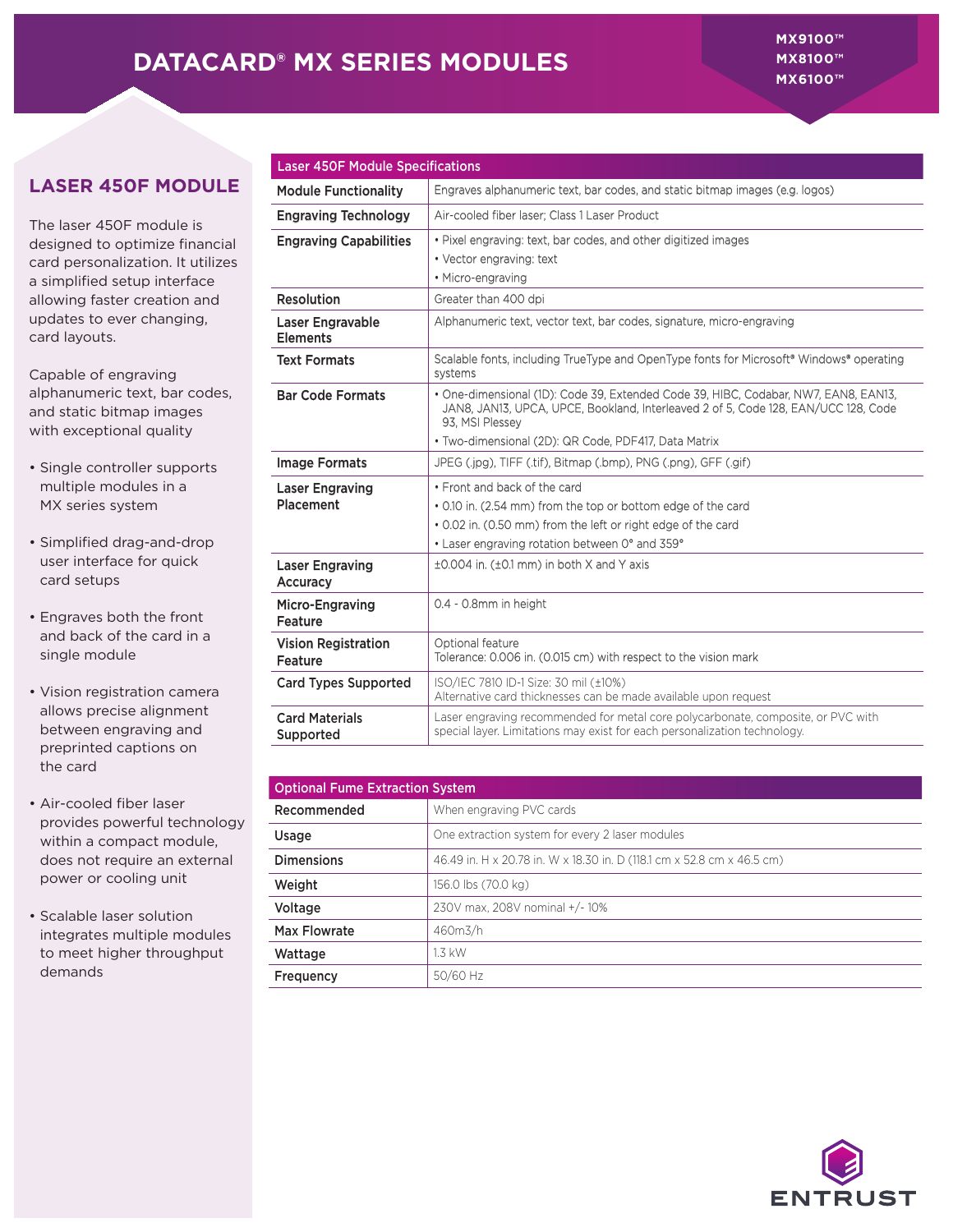# DATACARD® MX SERIES MODULES

MX9100™
MX8100™
MX6100™

## LASER 450F MODULE

The laser 450F module is designed to optimize financial card personalization. It utilizes a simplified setup interface allowing faster creation and updates to ever changing, card layouts.

Capable of engraving alphanumeric text, bar codes, and static bitmap images with exceptional quality

- Single controller supports multiple modules in a MX series system
- Simplified drag-and-drop user interface for quick card setups
- Engraves both the front and back of the card in a single module
- Vision registration camera allows precise alignment between engraving and preprinted captions on the card
- Air-cooled fiber laser provides powerful technology within a compact module, does not require an external power or cooling unit
- Scalable laser solution integrates multiple modules to meet higher throughput demands

| Laser 450F Module Specifications | |
|---|---|
| **Module Functionality** | Engraves alphanumeric text, bar codes, and static bitmap images (e.g. logos) |
| **Engraving Technology** | Air-cooled fiber laser; Class 1 Laser Product |
| **Engraving Capabilities** | • Pixel engraving: text, bar codes, and other digitized images<br>• Vector engraving: text<br>• Micro-engraving |
| **Resolution** | Greater than 400 dpi |
| **Laser Engravable Elements** | Alphanumeric text, vector text, bar codes, signature, micro-engraving |
| **Text Formats** | Scalable fonts, including TrueType and OpenType fonts for Microsoft® Windows® operating systems |
| **Bar Code Formats** | • One-dimensional (1D): Code 39, Extended Code 39, HIBC, Codabar, NW7, EAN8, EAN13, JAN8, JAN13, UPCA, UPCE, Bookland, Interleaved 2 of 5, Code 128, EAN/UCC 128, Code 93, MSI Plessey<br>• Two-dimensional (2D): QR Code, PDF417, Data Matrix |
| **Image Formats** | JPEG (.jpg), TIFF (.tif), Bitmap (.bmp), PNG (.png), GFF (.gif) |
| **Laser Engraving Placement** | • Front and back of the card<br>• 0.10 in. (2.54 mm) from the top or bottom edge of the card<br>• 0.02 in. (0.50 mm) from the left or right edge of the card<br>• Laser engraving rotation between 0° and 359° |
| **Laser Engraving Accuracy** | ±0.004 in. (±0.1 mm) in both X and Y axis |
| **Micro-Engraving Feature** | 0.4 - 0.8mm in height |
| **Vision Registration Feature** | Optional feature<br>Tolerance: 0.006 in. (0.015 cm) with respect to the vision mark |
| **Card Types Supported** | ISO/IEC 7810 ID-1 Size: 30 mil (±10%)<br>Alternative card thicknesses can be made available upon request |
| **Card Materials Supported** | Laser engraving recommended for metal core polycarbonate, composite, or PVC with special layer. Limitations may exist for each personalization technology. |

| Optional Fume Extraction System | |
|---|---|
| **Recommended** | When engraving PVC cards |
| **Usage** | One extraction system for every 2 laser modules |
| **Dimensions** | 46.49 in. H x 20.78 in. W x 18.30 in. D (118.1 cm x 52.8 cm x 46.5 cm) |
| **Weight** | 156.0 lbs (70.0 kg) |
| **Voltage** | 230V max, 208V nominal +/- 10% |
| **Max Flowrate** | 460m3/h |
| **Wattage** | 1.3 kW |
| **Frequency** | 50/60 Hz |

ENTRUST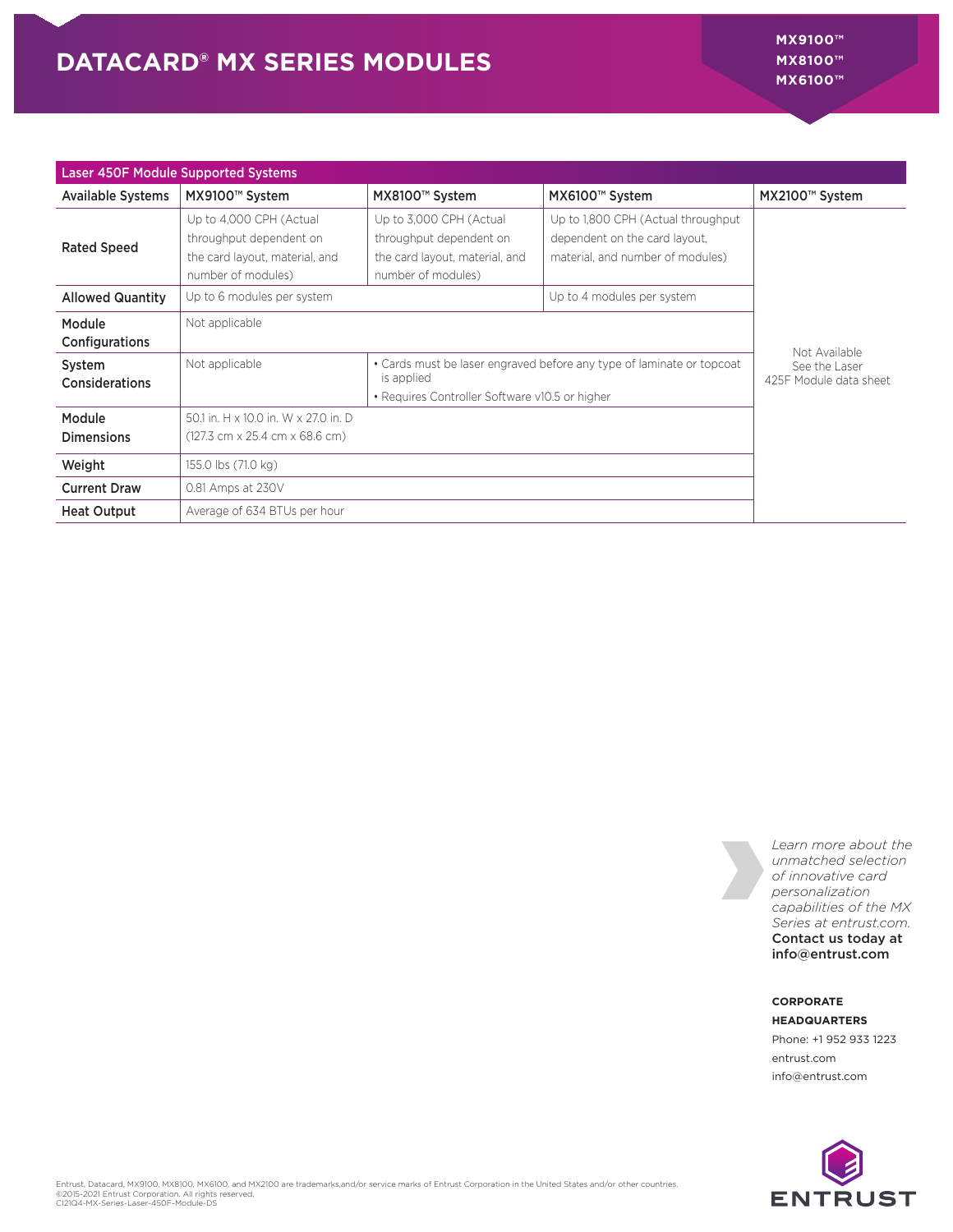# DATACARD® MX SERIES MODULES

MX9100™
MX8100™
MX6100™

| Laser 450F Module Supported Systems | | | | |
|---|---|---|---|---|
| Available Systems | MX9100™ System | MX8100™ System | MX6100™ System | MX2100™ System |
| Rated Speed | Up to 4,000 CPH (Actual throughput dependent on the card layout, material, and number of modules) | Up to 3,000 CPH (Actual throughput dependent on the card layout, material, and number of modules) | Up to 1,800 CPH (Actual throughput dependent on the card layout, material, and number of modules) | Not Available See the Laser 425F Module data sheet |
| Allowed Quantity | Up to 6 modules per system | | Up to 4 modules per system | |
| Module Configurations | Not applicable | | | |
| System Considerations | Not applicable | • Cards must be laser engraved before any type of laminate or topcoat is applied<br>• Requires Controller Software v10.5 or higher | | |
| Module Dimensions | 50.1 in. H x 10.0 in. W x 27.0 in. D (127.3 cm x 25.4 cm x 68.6 cm) | | | |
| Weight | 155.0 lbs (71.0 kg) | | | |
| Current Draw | 0.81 Amps at 230V | | | |
| Heat Output | Average of 634 BTUs per hour | | | |

*Learn more about the unmatched selection of innovative card personalization capabilities of the MX Series at entrust.com.*
**Contact us today at info@entrust.com**

**CORPORATE HEADQUARTERS**
Phone: +1 952 933 1223
entrust.com
info@entrust.com

ENTRUST

Entrust, Datacard, MX9100, MX8100, MX6100, and MX2100 are trademarks,and/or service marks of Entrust Corporation in the United States and/or other countries.
©2015-2021 Entrust Corporation. All rights reserved.
CI21Q4-MX-Series-Laser-450F-Module-DS